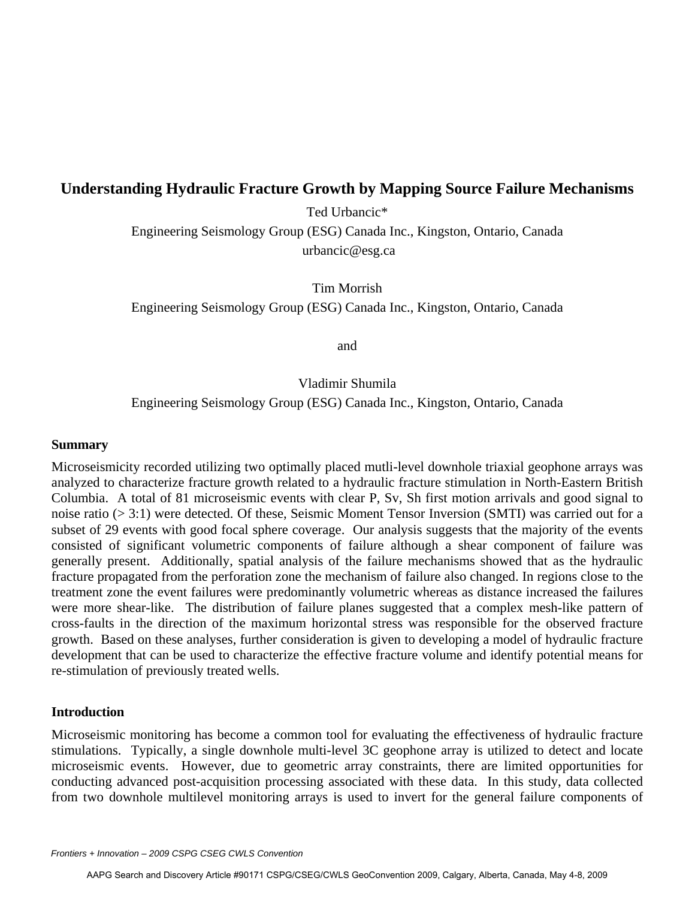# Understanding Hydraulic Fracture Growth by Mapping Source Failure Mechanisms

Ted Urbancic*
Engineering Seismology Group (ESG) Canada Inc., Kingston, Ontario, Canada
urbancic@esg.ca

Tim Morrish
Engineering Seismology Group (ESG) Canada Inc., Kingston, Ontario, Canada

and

Vladimir Shumila
Engineering Seismology Group (ESG) Canada Inc., Kingston, Ontario, Canada

## Summary

Microseismicity recorded utilizing two optimally placed mutli-level downhole triaxial geophone arrays was analyzed to characterize fracture growth related to a hydraulic fracture stimulation in North-Eastern British Columbia. A total of 81 microseismic events with clear P, Sv, Sh first motion arrivals and good signal to noise ratio (> 3:1) were detected. Of these, Seismic Moment Tensor Inversion (SMTI) was carried out for a subset of 29 events with good focal sphere coverage. Our analysis suggests that the majority of the events consisted of significant volumetric components of failure although a shear component of failure was generally present. Additionally, spatial analysis of the failure mechanisms showed that as the hydraulic fracture propagated from the perforation zone the mechanism of failure also changed. In regions close to the treatment zone the event failures were predominantly volumetric whereas as distance increased the failures were more shear-like. The distribution of failure planes suggested that a complex mesh-like pattern of cross-faults in the direction of the maximum horizontal stress was responsible for the observed fracture growth. Based on these analyses, further consideration is given to developing a model of hydraulic fracture development that can be used to characterize the effective fracture volume and identify potential means for re-stimulation of previously treated wells.

## Introduction

Microseismic monitoring has become a common tool for evaluating the effectiveness of hydraulic fracture stimulations. Typically, a single downhole multi-level 3C geophone array is utilized to detect and locate microseismic events. However, due to geometric array constraints, there are limited opportunities for conducting advanced post-acquisition processing associated with these data. In this study, data collected from two downhole multilevel monitoring arrays is used to invert for the general failure components of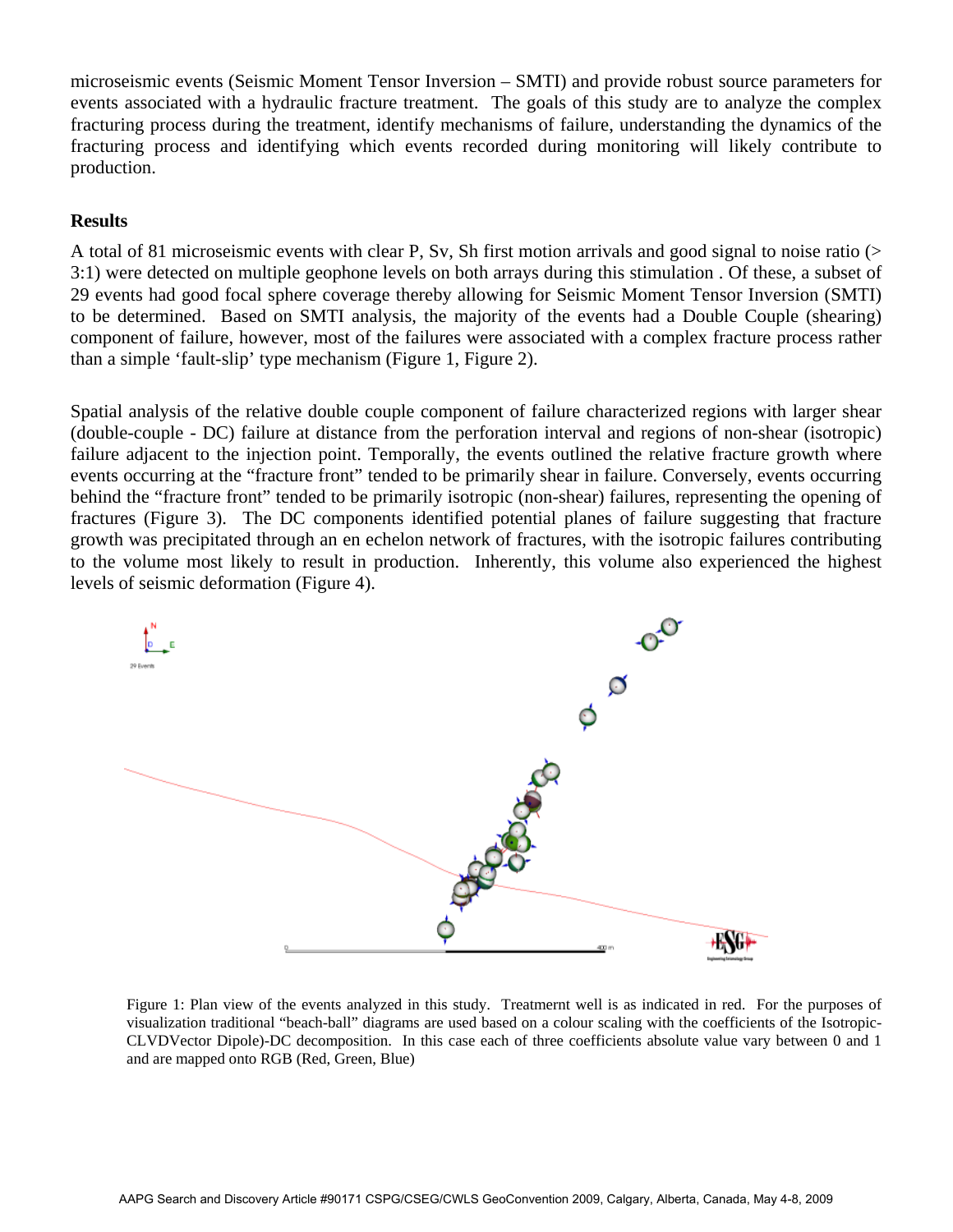microseismic events (Seismic Moment Tensor Inversion – SMTI) and provide robust source parameters for events associated with a hydraulic fracture treatment. The goals of this study are to analyze the complex fracturing process during the treatment, identify mechanisms of failure, understanding the dynamics of the fracturing process and identifying which events recorded during monitoring will likely contribute to production.

**Results**

A total of 81 microseismic events with clear P, Sv, Sh first motion arrivals and good signal to noise ratio (> 3:1) were detected on multiple geophone levels on both arrays during this stimulation . Of these, a subset of 29 events had good focal sphere coverage thereby allowing for Seismic Moment Tensor Inversion (SMTI) to be determined. Based on SMTI analysis, the majority of the events had a Double Couple (shearing) component of failure, however, most of the failures were associated with a complex fracture process rather than a simple 'fault-slip' type mechanism (Figure 1, Figure 2).

Spatial analysis of the relative double couple component of failure characterized regions with larger shear (double-couple - DC) failure at distance from the perforation interval and regions of non-shear (isotropic) failure adjacent to the injection point. Temporally, the events outlined the relative fracture growth where events occurring at the "fracture front" tended to be primarily shear in failure. Conversely, events occurring behind the "fracture front" tended to be primarily isotropic (non-shear) failures, representing the opening of fractures (Figure 3). The DC components identified potential planes of failure suggesting that fracture growth was precipitated through an en echelon network of fractures, with the isotropic failures contributing to the volume most likely to result in production. Inherently, this volume also experienced the highest levels of seismic deformation (Figure 4).

Figure 1: Plan view of the events analyzed in this study. Treatmernt well is as indicated in red. For the purposes of visualization traditional "beach-ball" diagrams are used based on a colour scaling with the coefficients of the Isotropic-CLVDVector Dipole)-DC decomposition. In this case each of three coefficients absolute value vary between 0 and 1 and are mapped onto RGB (Red, Green, Blue)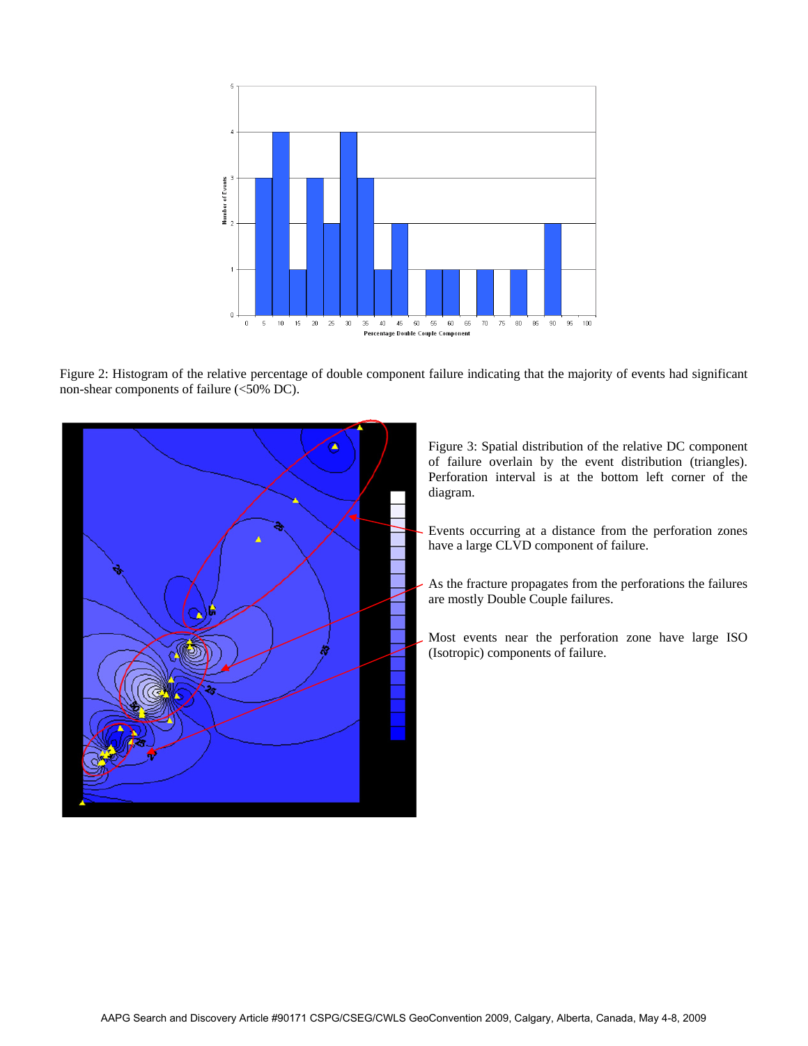Figure 2: Histogram of the relative percentage of double component failure indicating that the majority of events had significant non-shear components of failure (<50% DC).

Figure 3: Spatial distribution of the relative DC component of failure overlain by the event distribution (triangles). Perforation interval is at the bottom left corner of the diagram.

Events occurring at a distance from the perforation zones have a large CLVD component of failure.

As the fracture propagates from the perforations the failures are mostly Double Couple failures.

Most events near the perforation zone have large ISO (Isotropic) components of failure.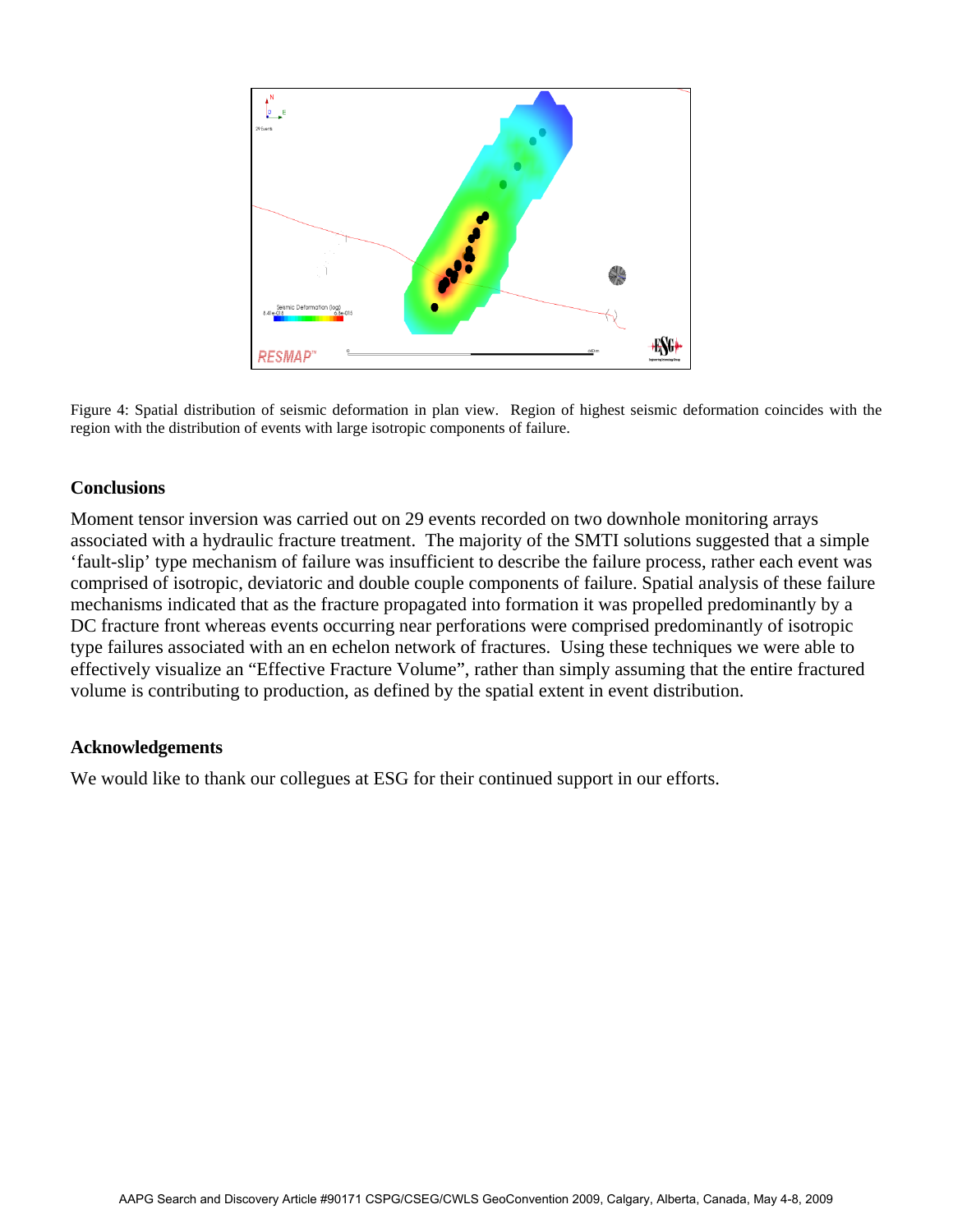Figure 4: Spatial distribution of seismic deformation in plan view. Region of highest seismic deformation coincides with the region with the distribution of events with large isotropic components of failure.

## Conclusions

Moment tensor inversion was carried out on 29 events recorded on two downhole monitoring arrays associated with a hydraulic fracture treatment. The majority of the SMTI solutions suggested that a simple 'fault-slip' type mechanism of failure was insufficient to describe the failure process, rather each event was comprised of isotropic, deviatoric and double couple components of failure. Spatial analysis of these failure mechanisms indicated that as the fracture propagated into formation it was propelled predominantly by a DC fracture front whereas events occurring near perforations were comprised predominantly of isotropic type failures associated with an en echelon network of fractures. Using these techniques we were able to effectively visualize an "Effective Fracture Volume", rather than simply assuming that the entire fractured volume is contributing to production, as defined by the spatial extent in event distribution.

## Acknowledgements

We would like to thank our collegues at ESG for their continued support in our efforts.